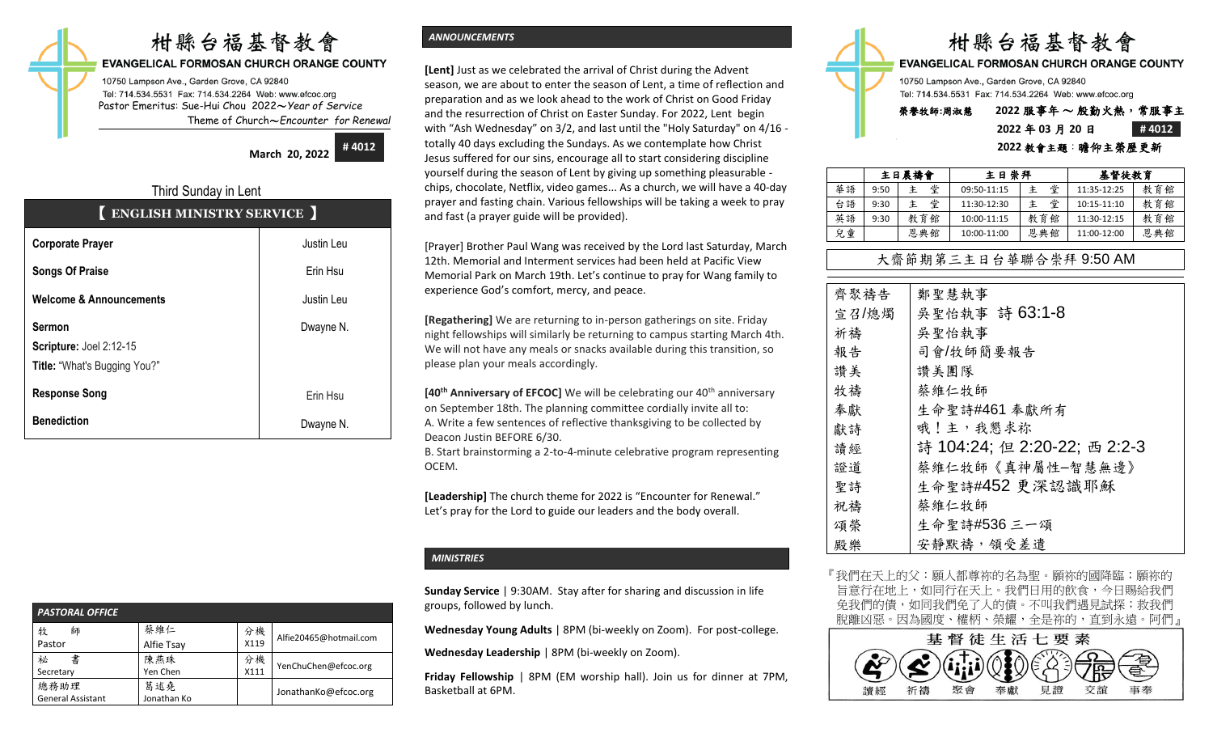# 柑縣台福基督教會

**EVANGELICAL FORMOSAN CHURCH ORANGE COUNTY**

10750 Lampson Ave., Garden Grove, CA 92840
Tel: 714.534.5531 Fax: 714.534.2264 Web: www.efcoc.org
Pastor Emeritus: Sue-Hui Chou 2022～*Year of Service*
Theme of Church～*Encounter for Renewal*

**March 20, 2022** **# 4012**

Third Sunday in Lent

## 【 ENGLISH MINISTRY SERVICE 】

| | |
|---|---|
| **Corporate Prayer** | Justin Leu |
| **Songs Of Praise** | Erin Hsu |
| **Welcome & Announcements** | Justin Leu |
| **Sermon**<br>**Scripture:** Joel 2:12-15<br>**Title:** "What's Bugging You?" | Dwayne N. |
| **Response Song** | Erin Hsu |
| **Benediction** | Dwayne N. |

### PASTORAL OFFICE

| | | | |
|---|---|---|---|
| 牧　師<br>Pastor | 蔡維仁<br>Alfie Tsay | 分機<br>X119 | Alfie20465@hotmail.com |
| 秘　書<br>Secretary | 陳燕珠<br>Yen Chen | 分機<br>X111 | YenChuChen@efcoc.org |
| 總務助理<br>General Assistant | 葛述堯<br>Jonathan Ko | | JonathanKo@efcoc.org |

### *ANNOUNCEMENTS*

**[Lent]** Just as we celebrated the arrival of Christ during the Advent season, we are about to enter the season of Lent, a time of reflection and preparation and as we look ahead to the work of Christ on Good Friday and the resurrection of Christ on Easter Sunday. For 2022, Lent begin with "Ash Wednesday" on 3/2, and last until the "Holy Saturday" on 4/16 - totally 40 days excluding the Sundays. As we contemplate how Christ Jesus suffered for our sins, encourage all to start considering discipline yourself during the season of Lent by giving up something pleasurable - chips, chocolate, Netflix, video games... As a church, we will have a 40-day prayer and fasting chain. Various fellowships will be taking a week to pray and fast (a prayer guide will be provided).

[Prayer] Brother Paul Wang was received by the Lord last Saturday, March 12th. Memorial and Interment services had been held at Pacific View Memorial Park on March 19th. Let's continue to pray for Wang family to experience God's comfort, mercy, and peace.

**[Regathering]** We are returning to in-person gatherings on site. Friday night fellowships will similarly be returning to campus starting March 4th. We will not have any meals or snacks available during this transition, so please plan your meals accordingly.

**[40th Anniversary of EFCOC]** We will be celebrating our 40th anniversary on September 18th. The planning committee cordially invite all to:
A. Write a few sentences of reflective thanksgiving to be collected by Deacon Justin BEFORE 6/30.
B. Start brainstorming a 2-to-4-minute celebrative program representing OCEM.

**[Leadership]** The church theme for 2022 is "Encounter for Renewal." Let's pray for the Lord to guide our leaders and the body overall.

### *MINISTRIES*

**Sunday Service** | 9:30AM. Stay after for sharing and discussion in life groups, followed by lunch.

**Wednesday Young Adults** | 8PM (bi-weekly on Zoom). For post-college.

**Wednesday Leadership** | 8PM (bi-weekly on Zoom).

**Friday Fellowship** | 8PM (EM worship hall). Join us for dinner at 7PM, Basketball at 6PM.

# 柑縣台福基督教會

**EVANGELICAL FORMOSAN CHURCH ORANGE COUNTY**

10750 Lampson Ave., Garden Grove, CA 92840
Tel: 714.534.5531 Fax: 714.534.2264 Web: www.efcoc.org

榮譽牧師:周淑慧　**2022 服事年 ～ 般勤火熱，常服事主**

**2022 年 03 月 20 日** **# 4012**

**2022 教會主題：瞻仰主榮歷更新**

| | 主日禱會 | | 主日崇拜 | | 基督徒教育 | |
|---|---|---|---|---|---|---|
| 華語 | 9:50 | 主　堂 | 09:50-11:15 | 主　堂 | 11:35-12:25 | 教育館 |
| 台語 | 9:30 | 主　堂 | 11:30-12:30 | 主　堂 | 10:15-11:10 | 教育館 |
| 英語 | 9:30 | 教育館 | 10:00-11:15 | 教育館 | 11:30-12:15 | 教育館 |
| 兒童 | | 恩典館 | 10:00-11:00 | 恩典館 | 11:00-12:00 | 恩典館 |

大齋節期第三主日台華聯合崇拜 9:50 AM

| | |
|---|---|
| 齊聚禱告 | 鄭聖慧執事 |
| 宣召/燭 | 吳聖怡執事　詩 63:1-8 |
| 祈禱 | 吳聖怡執事 |
| 報告 | 司會/牧師簡要報告 |
| 讚美 | 讚美團隊 |
| 牧禱 | 蔡維仁牧師 |
| 奉獻 | 生命聖詩#461 奉獻所有 |
| 獻詩 | 哦！主，我懇求祢 |
| 讀經 | 詩 104:24; 但 2:20-22; 西 2:2-3 |
| 證道 | 蔡維仁牧師《真神屬性–智慧無邊》 |
| 聖詩 | 生命聖詩#452 更深認識耶穌 |
| 祝禱 | 蔡維仁牧師 |
| 頌榮 | 生命聖詩#536 三一頌 |
| 殿樂 | 安靜默禱，領受差遣 |

『我們在天上的父：願人都尊祢的名為聖。願祢的國降臨；願祢的旨意行在地上，如同行在天上。我們日用的飲食，今日賜給我們。免我們的債，如同我們免了人的債。不叫我們遇見試探；救我們脫離兇惡。因為國度、權柄、榮耀，全是祢的，直到永遠。阿們』

**基督徒生活七要素**

讀經　祈禱　聚會　奉獻　見證　交誼　事奉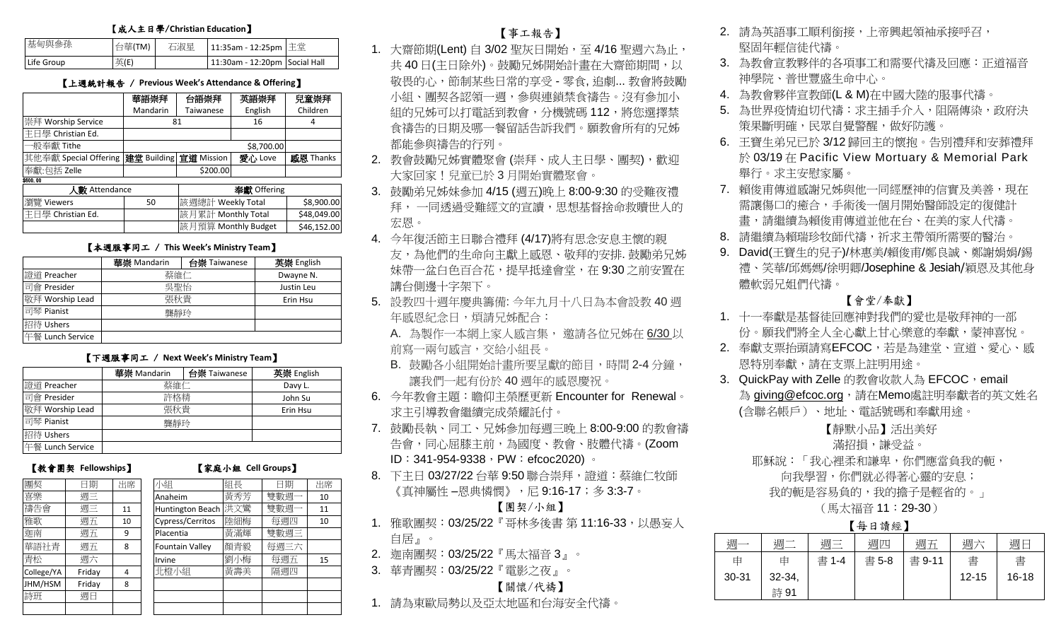## 【成人主日學/Christian Education】

| | | | | |
|---|---|---|---|---|
| 基甸與參孫 | 台華(TM) | 石淑星 | 11:35am - 12:25pm | 主堂 |
| Life Group | 英(E) | | 11:30am - 12:20pm | Social Hall |

## 【上週統計報告 / Previous Week's Attendance & Offering】

| | 華語崇拜 Mandarin | 台語崇拜 Taiwanese | 英語崇拜 English | 兒童崇拜 Children |
|---|---|---|---|---|
| 崇拜 Worship Service | 81 | | 16 | 4 |
| 主日學 Christian Ed. | | | | |
| 一般奉獻 Tithe | | | $8,700.00 | |
| 其他奉獻 Special Offering | 建堂 Building | 宣道 Mission | 愛心 Love | 感恩 Thanks |
| 奉獻:包括 Zelle $600.00 | | $200.00 | | |

| 人數 Attendance | | 奉獻 Offering | |
|---|---|---|---|
| 瀏覽 Viewers | 50 | 該週總計 Weekly Total | $8,900.00 |
| 主日學 Christian Ed. | | 該月累計 Monthly Total | $48,049.00 |
| | | 該月預算 Monthly Budget | $46,152.00 |

## 【本週服事同工 / This Week's Ministry Team】

| | 華崇 Mandarin | 台崇 Taiwanese | 英崇 English |
|---|---|---|---|
| 證道 Preacher | 蔡維仁 | | Dwayne N. |
| 司會 Presider | 吳聖怡 | | Justin Leu |
| 敬拜 Worship Lead | 張秋貴 | | Erin Hsu |
| 司琴 Pianist | 龔靜玲 | | |
| 招待 Ushers | | | |
| 午餐 Lunch Service | | | |

## 【下週服事同工 / Next Week's Ministry Team】

| | 華崇 Mandarin | 台崇 Taiwanese | 英崇 English |
|---|---|---|---|
| 證道 Preacher | 蔡維仁 | | Davy L. |
| 司會 Presider | 許格精 | | John Su |
| 敬拜 Worship Lead | 張秋貴 | | Erin Hsu |
| 司琴 Pianist | 龔靜玲 | | |
| 招待 Ushers | | | |
| 午餐 Lunch Service | | | |

## 【教會團契 Fellowships】

| 團契 | 日期 | 出席 |
|---|---|---|
| 喜樂 | 週三 | |
| 禱告會 | 週三 | 11 |
| 雅歌 | 週五 | 10 |
| 迦南 | 週五 | 9 |
| 華語社青 | 週五 | 8 |
| 青松 | 週六 | |
| College/YA | Friday | 4 |
| JHM/HSM | Friday | 8 |
| 詩班 | 週日 | |

## 【家庭小組 Cell Groups】

| 小組 | 組長 | 日期 | 出席 |
|---|---|---|---|
| Anaheim | 黃秀芳 | 雙數週一 | 10 |
| Huntington Beach | 洪文鸞 | 雙數週一 | 11 |
| Cypress/Cerritos | 陸細梅 | 每週四 | 10 |
| Placentia | 黃滿輝 | 雙數週三 | |
| Fountain Valley | 顏青毅 | 每週三六 | |
| Irvine | 劉小梅 | 每週五 | 15 |
| 北橙小組 | 黃壽美 | 隔週四 | |

## 【事工報告】

1. 大齋節期(Lent) 自 3/02 聖灰日開始，至 4/16 聖週六為止，共 40 日(主日除外)。鼓勵兄姊開始計畫在大齋節期間，以敬畏的心，節制某些日常的享受 - 零食, 追劇... 教會將鼓勵小組、團契各認領一週，參與連鎖禁食禱告。沒有參加小組的兄姊可以打電話到教會，分機號碼 112，將您選擇禁食禱告的日期及哪一餐留話告訴我們。願教會所有的兄姊都能參與禱告的行列。
2. 教會鼓勵兄姊實體聚會 (崇拜、成人主日學、團契)，歡迎大家回家！兒童已於 3 月開始實體聚會。
3. 鼓勵弟兄姊妹參加 4/15 (週五)晚上 8:00-9:30 的受難夜禮拜， 一同透過受難經文的宣讀，思想基督捨命救贖世人的宏恩。
4. 今年復活節主日聯合禮拜 (4/17)將有思念安息主懷的親友，為他們的生命向主獻上感恩、敬拜的安排. 鼓勵弟兄姊妹帶一盆白色百合花，提早抵達會堂，在 9:30 之前安置在講台側邊十字架下。
5. 設教四十週年慶典籌備: 今年九月十八日為本會設教 40 週年感恩紀念日，煩請兄姊配合：
   A. 為製作一本網上家人感言集， 邀請各位兄姊在 6/30 以前寫一兩句感言，交給小組長。
   B. 鼓勵各小組開始計畫所要呈獻的節目，時間 2-4 分鐘，讓我們一起有份於 40 週年的感恩慶祝。
6. 今年教會主題：瞻仰主榮歷更新 Encounter for Renewal。求主引導教會繼續完成榮耀託付。
7. 鼓勵長執、同工、兄姊參加每週三晚上 8:00-9:00 的教會禱告會，同心屈膝主前，為國度、教會、肢體代禱。(Zoom ID：341-954-9338，PW：efcoc2020) 。
8. 下主日 03/27/22 台華 9:50 聯合崇拜，證道：蔡維仁牧師《真神屬性 –恩典憐憫》，尼 9:16-17；多 3:3-7。

## 【團契/小組】

1. 雅歌團契：03/25/22『哥林多後書 第 11:16-33，以愚妄人自居』。
2. 迦南團契：03/25/22『馬太福音 3』。
3. 華青團契：03/25/22『電影之夜』。

## 【關懷/代禱】

1. 請為東歐局勢以及亞太地區和台海安全代禱。
2. 請為英語事工順利銜接，上帝興起領袖承接呼召，堅固年輕信徒代禱。
3. 為教會宣教夥伴的各項事工和需要代禱及回應：正道福音神學院、普世豐盛生命中心。
4. 為教會夥伴宣教師(L & M)在中國大陸的服事代禱。
5. 為世界疫情迫切代禱：求主插手介入，阻隔傳染，政府決策果斷明確，民眾自覺警醒，做好防護。
6. 王寶生弟兄已於 3/12 歸回主的懷抱。告別禮拜和安葬禮拜於 03/19 在 Pacific View Mortuary & Memorial Park 舉行。求主安慰家屬。
7. 賴俊甫傳道感謝兄姊與他一同經歷神的信實及美善，現在需讓傷口的癒合，手術後一個月開始醫師設定的復健計畫，請繼續為賴俊甫傳道並他在台、在美的家人代禱。
8. 請繼續為賴瑞珍牧師代禱，祈求主帶領所需要的醫治。
9. David(王寶生的兒子)/林惠美/賴俊甫/鄭良誠、鄭謝娟娟/錫禮、笑華/邱媽媽/徐明卿/Josephine & Jesiah/穎恩及其他身體軟弱兄姐們代禱。

## 【會堂/奉獻】

1. 十一奉獻是基督徒回應神對我們的愛也是敬拜神的一部份。願我們將全人全心獻上甘心樂意的奉獻，蒙神喜悅。
2. 奉獻支票抬頭請寫EFCOC，若是為建堂、宣道、愛心、感恩特別奉獻，請在支票上註明用途。
3. QuickPay with Zelle 的教會收款人為 EFCOC，email 為 giving@efcoc.org，請在Memo處註明奉獻者的英文姓名(含聯名帳戶）、地址、電話號碼和奉獻用途。

## 【靜默小品】活出美好

滿招損，謙受益。

耶穌說：「我心裡柔和謙卑，你們應當負我的軛，
向我學習，你們就必得著心靈的安息；
我的軛是容易負的，我的擔子是輕省的。」
（馬太福音 11：29-30）

## 【每日讀經】

| 週一 | 週二 | 週三 | 週四 | 週五 | 週六 | 週日 |
|---|---|---|---|---|---|---|
| 申 | 申 | 書 1-4 | 書 5-8 | 書 9-11 | 書 | 書 |
| 30-31 | 32-34, 詩 91 | | | | 12-15 | 16-18 |